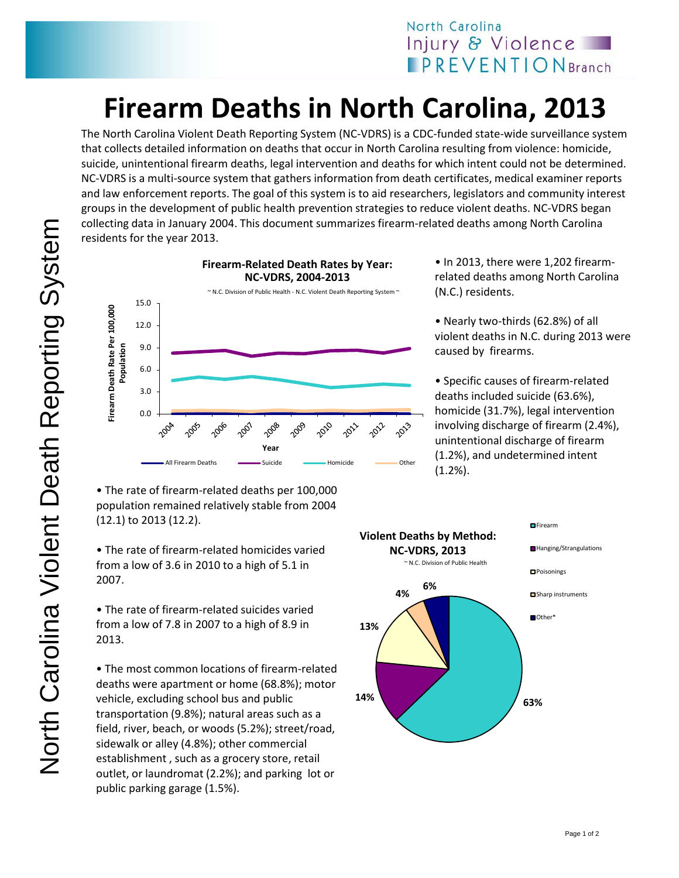# Firearm Deaths in North Carolina, 2013

The North Carolina Violent Death Reporting System (NC-VDRS) is a CDC-funded state-wide surveillance system that collects detailed information on deaths that occur in North Carolina resulting from violence: homicide, suicide, unintentional firearm deaths, legal intervention and deaths for which intent could not be determined. NC-VDRS is a multi-source system that gathers information from death certificates, medical examiner reports and law enforcement reports. The goal of this system is to aid researchers, legislators and community interest groups in the development of public health prevention strategies to reduce violent deaths. NC-VDRS began collecting data in January 2004. This document summarizes firearm-related deaths among North Carolina residents for the year 2013.

**Firearm-Related Death Rates by Year: NC-VDRS, 2004-2013**

~ N.C. Division of Public Health - N.C. Violent Death Reporting System ~

- In 2013, there were 1,202 firearm-related deaths among North Carolina (N.C.) residents.
- Nearly two-thirds (62.8%) of all violent deaths in N.C. during 2013 were caused by firearms.
- Specific causes of firearm-related deaths included suicide (63.6%), homicide (31.7%), legal intervention involving discharge of firearm (2.4%), unintentional discharge of firearm (1.2%), and undetermined intent (1.2%).
- The rate of firearm-related deaths per 100,000 population remained relatively stable from 2004 (12.1) to 2013 (12.2).
- The rate of firearm-related homicides varied from a low of 3.6 in 2010 to a high of 5.1 in 2007.
- The rate of firearm-related suicides varied from a low of 7.8 in 2007 to a high of 8.9 in 2013.
- The most common locations of firearm-related deaths were apartment or home (68.8%); motor vehicle, excluding school bus and public transportation (9.8%); natural areas such as a field, river, beach, or woods (5.2%); street/road, sidewalk or alley (4.8%); other commercial establishment , such as a grocery store, retail outlet, or laundromat (2.2%); and parking lot or public parking garage (1.5%).

**Violent Deaths by Method: NC-VDRS, 2013**

~ N.C. Division of Public Health

| Method | Percent |
|---|---|
| Firearm | 63% |
| Hanging/Strangulations | 14% |
| Poisonings | 13% |
| Sharp instruments | 4% |
| Other* | 6% |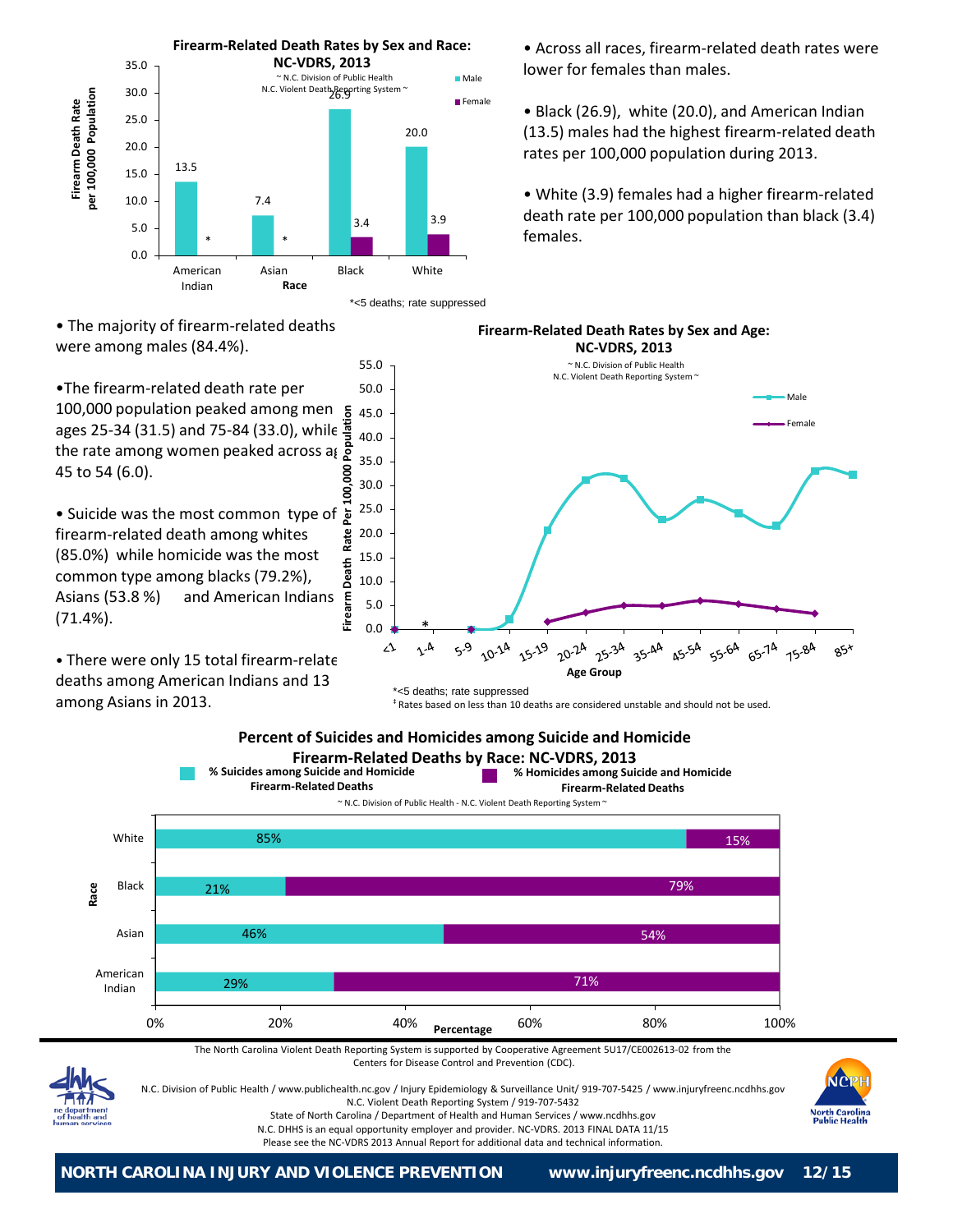**Firearm-Related Death Rates by Sex and Race: NC-VDRS, 2013**

~ N.C. Division of Public Health
N.C. Violent Death Reporting System ~

Firearm Death Rate per 100,000 Population

35.0
30.0
25.0
20.0
15.0
10.0
5.0
0.0

Male
Female

13.5
*
7.4
*
26.9
3.4
20.0
3.9

American Indian
Asian
Black
White

Race

*<5 deaths; rate suppressed

- Across all races, firearm-related death rates were lower for females than males.
- Black (26.9), white (20.0), and American Indian (13.5) males had the highest firearm-related death rates per 100,000 population during 2013.
- White (3.9) females had a higher firearm-related death rate per 100,000 population than black (3.4) females.

- The majority of firearm-related deaths were among males (84.4%).
- The firearm-related death rate per 100,000 population peaked among men ages 25-34 (31.5) and 75-84 (33.0), while the rate among women peaked across ages 45 to 54 (6.0).
- Suicide was the most common type of firearm-related death among whites (85.0%) while homicide was the most common type among blacks (79.2%), Asians (53.8 %) and American Indians (71.4%).
- There were only 15 total firearm-related deaths among American Indians and 13 among Asians in 2013.

**Firearm-Related Death Rates by Sex and Age: NC-VDRS, 2013**

~ N.C. Division of Public Health
N.C. Violent Death Reporting System ~

Firearm Death Rate Per 100,000 Population

55.0
50.0
45.0
40.0
35.0
30.0
25.0
20.0
15.0
10.0
5.0
0.0

Male
Female

*

<1
1-4
5-9
10-14
15-19
20-24
25-34
35-44
45-54
55-64
65-74
75-84
85+

Age Group

*<5 deaths; rate suppressed
‡ Rates based on less than 10 deaths are considered unstable and should not be used.

**Percent of Suicides and Homicides among Suicide and Homicide Firearm-Related Deaths by Race: NC-VDRS, 2013**

% Suicides among Suicide and Homicide Firearm-Related Deaths
% Homicides among Suicide and Homicide Firearm-Related Deaths

~ N.C. Division of Public Health - N.C. Violent Death Reporting System ~

Race

White
85%
15%

Black
21%
79%

Asian
46%
54%

American Indian
29%
71%

0%
20%
40%
60%
80%
100%

Percentage

The North Carolina Violent Death Reporting System is supported by Cooperative Agreement 5U17/CE002613-02 from the Centers for Disease Control and Prevention (CDC).

N.C. Division of Public Health / www.publichealth.nc.gov / Injury Epidemiology & Surveillance Unit/ 919-707-5425 / www.injuryfreenc.ncdhhs.gov
N.C. Violent Death Reporting System / 919-707-5432
State of North Carolina / Department of Health and Human Services / www.ncdhhs.gov
N.C. DHHS is an equal opportunity employer and provider. NC-VDRS. 2013 FINAL DATA 11/15
Please see the NC-VDRS 2013 Annual Report for additional data and technical information.

**NORTH CAROLINA INJURY AND VIOLENCE PREVENTION** www.injuryfreenc.ncdhhs.gov